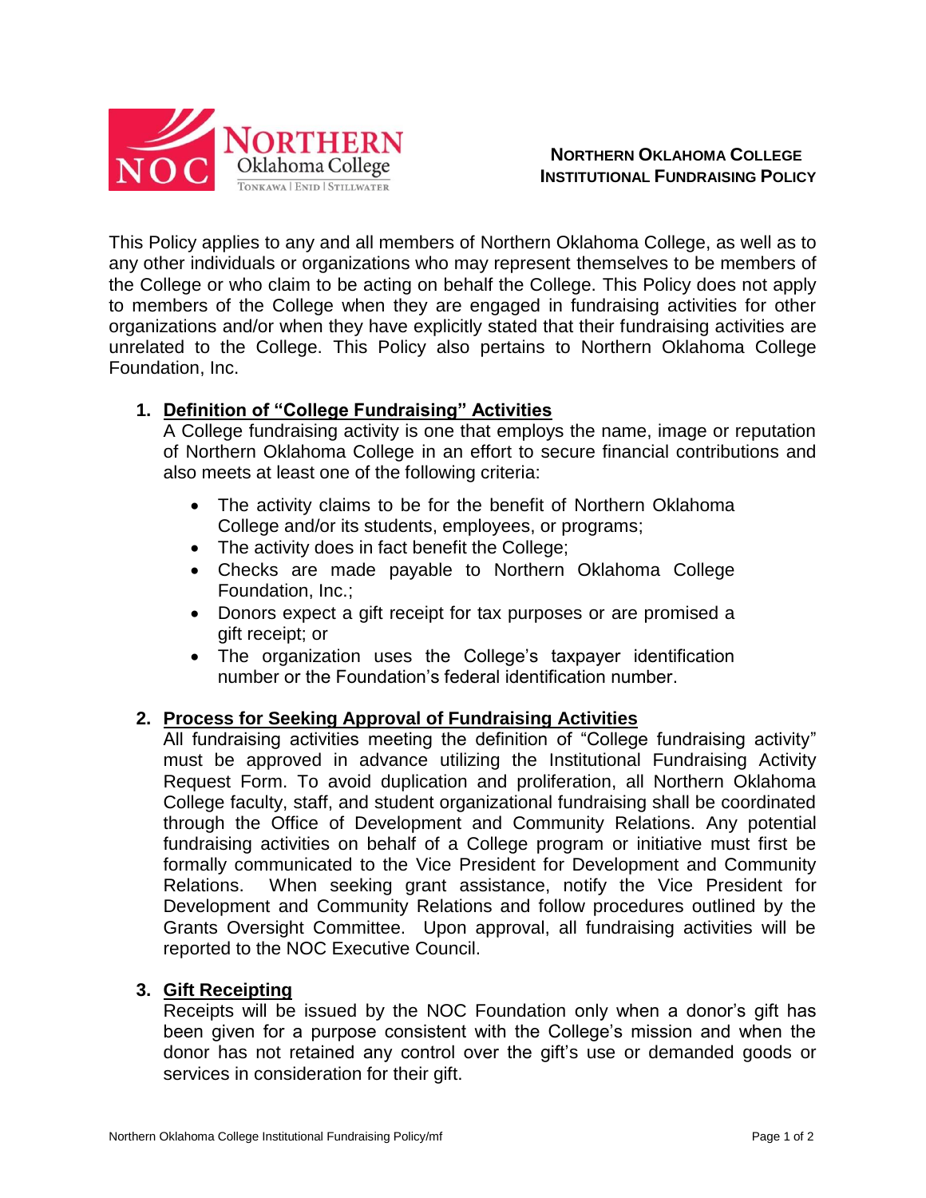# NORTHERN OKLAHOMA COLLEGE INSTITUTIONAL FUNDRAISING POLICY

This Policy applies to any and all members of Northern Oklahoma College, as well as to any other individuals or organizations who may represent themselves to be members of the College or who claim to be acting on behalf the College. This Policy does not apply to members of the College when they are engaged in fundraising activities for other organizations and/or when they have explicitly stated that their fundraising activities are unrelated to the College. This Policy also pertains to Northern Oklahoma College Foundation, Inc.

1. **Definition of "College Fundraising" Activities**
   A College fundraising activity is one that employs the name, image or reputation of Northern Oklahoma College in an effort to secure financial contributions and also meets at least one of the following criteria:

   - The activity claims to be for the benefit of Northern Oklahoma College and/or its students, employees, or programs;
   - The activity does in fact benefit the College;
   - Checks are made payable to Northern Oklahoma College Foundation, Inc.;
   - Donors expect a gift receipt for tax purposes or are promised a gift receipt; or
   - The organization uses the College's taxpayer identification number or the Foundation's federal identification number.

2. **Process for Seeking Approval of Fundraising Activities**
   All fundraising activities meeting the definition of "College fundraising activity" must be approved in advance utilizing the Institutional Fundraising Activity Request Form. To avoid duplication and proliferation, all Northern Oklahoma College faculty, staff, and student organizational fundraising shall be coordinated through the Office of Development and Community Relations. Any potential fundraising activities on behalf of a College program or initiative must first be formally communicated to the Vice President for Development and Community Relations. When seeking grant assistance, notify the Vice President for Development and Community Relations and follow procedures outlined by the Grants Oversight Committee. Upon approval, all fundraising activities will be reported to the NOC Executive Council.

3. **Gift Receipting**
   Receipts will be issued by the NOC Foundation only when a donor's gift has been given for a purpose consistent with the College's mission and when the donor has not retained any control over the gift's use or demanded goods or services in consideration for their gift.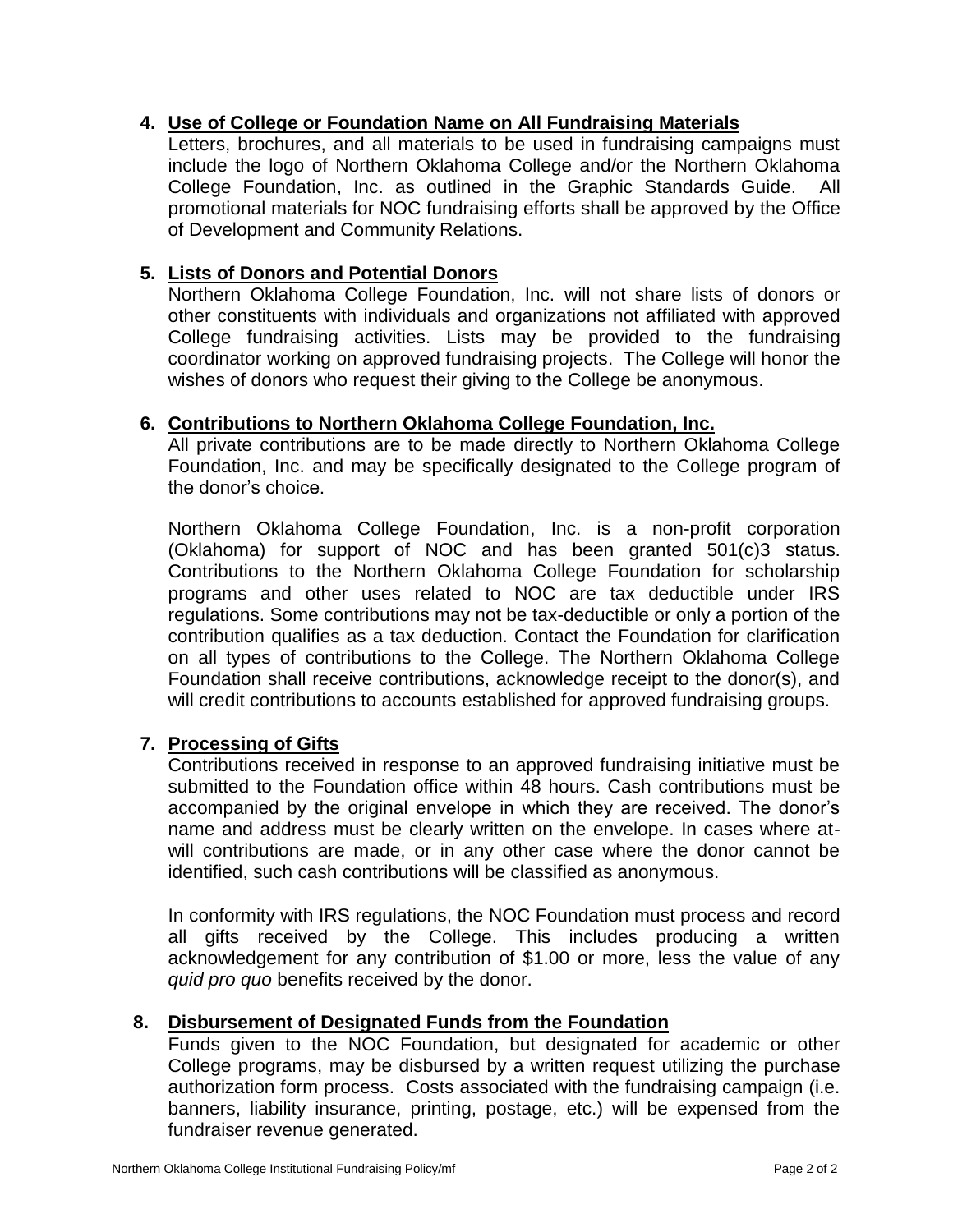**4. Use of College or Foundation Name on All Fundraising Materials**

Letters, brochures, and all materials to be used in fundraising campaigns must include the logo of Northern Oklahoma College and/or the Northern Oklahoma College Foundation, Inc. as outlined in the Graphic Standards Guide. All promotional materials for NOC fundraising efforts shall be approved by the Office of Development and Community Relations.

**5. Lists of Donors and Potential Donors**

Northern Oklahoma College Foundation, Inc. will not share lists of donors or other constituents with individuals and organizations not affiliated with approved College fundraising activities. Lists may be provided to the fundraising coordinator working on approved fundraising projects. The College will honor the wishes of donors who request their giving to the College be anonymous.

**6. Contributions to Northern Oklahoma College Foundation, Inc.**

All private contributions are to be made directly to Northern Oklahoma College Foundation, Inc. and may be specifically designated to the College program of the donor's choice.

Northern Oklahoma College Foundation, Inc. is a non-profit corporation (Oklahoma) for support of NOC and has been granted 501(c)3 status. Contributions to the Northern Oklahoma College Foundation for scholarship programs and other uses related to NOC are tax deductible under IRS regulations. Some contributions may not be tax-deductible or only a portion of the contribution qualifies as a tax deduction. Contact the Foundation for clarification on all types of contributions to the College. The Northern Oklahoma College Foundation shall receive contributions, acknowledge receipt to the donor(s), and will credit contributions to accounts established for approved fundraising groups.

**7. Processing of Gifts**

Contributions received in response to an approved fundraising initiative must be submitted to the Foundation office within 48 hours. Cash contributions must be accompanied by the original envelope in which they are received. The donor's name and address must be clearly written on the envelope. In cases where at-will contributions are made, or in any other case where the donor cannot be identified, such cash contributions will be classified as anonymous.

In conformity with IRS regulations, the NOC Foundation must process and record all gifts received by the College. This includes producing a written acknowledgement for any contribution of $1.00 or more, less the value of any *quid pro quo* benefits received by the donor.

**8. Disbursement of Designated Funds from the Foundation**

Funds given to the NOC Foundation, but designated for academic or other College programs, may be disbursed by a written request utilizing the purchase authorization form process. Costs associated with the fundraising campaign (i.e. banners, liability insurance, printing, postage, etc.) will be expensed from the fundraiser revenue generated.